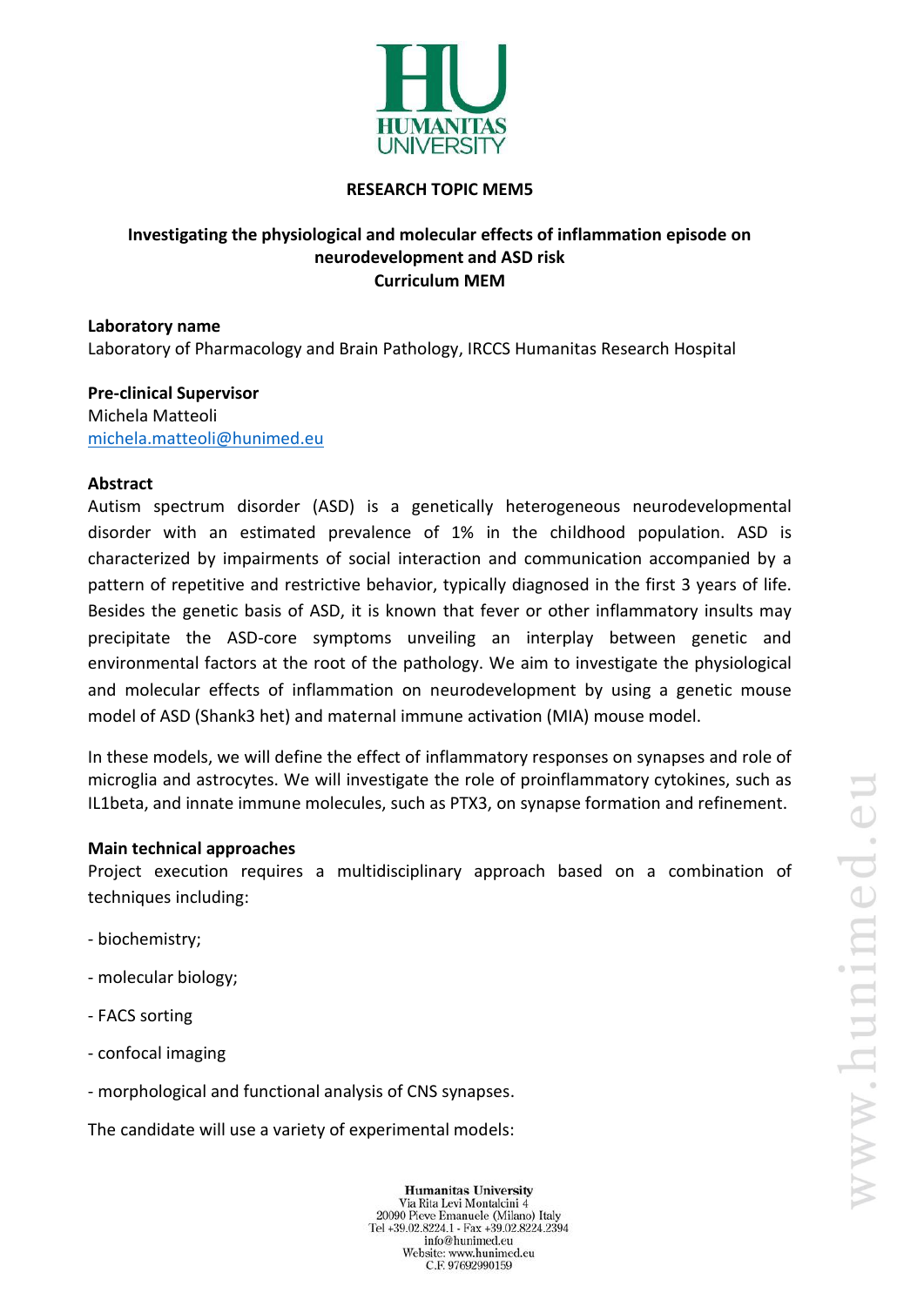**RESEARCH TOPIC MEM5**

# Investigating the physiological and molecular effects of inflammation episode on neurodevelopment and ASD risk

**Curriculum MEM**

**Laboratory name**

Laboratory of Pharmacology and Brain Pathology, IRCCS Humanitas Research Hospital

**Pre-clinical Supervisor**

Michela Matteoli
michela.matteoli@hunimed.eu

**Abstract**

Autism spectrum disorder (ASD) is a genetically heterogeneous neurodevelopmental disorder with an estimated prevalence of 1% in the childhood population. ASD is characterized by impairments of social interaction and communication accompanied by a pattern of repetitive and restrictive behavior, typically diagnosed in the first 3 years of life. Besides the genetic basis of ASD, it is known that fever or other inflammatory insults may precipitate the ASD-core symptoms unveiling an interplay between genetic and environmental factors at the root of the pathology. We aim to investigate the physiological and molecular effects of inflammation on neurodevelopment by using a genetic mouse model of ASD (Shank3 het) and maternal immune activation (MIA) mouse model.

In these models, we will define the effect of inflammatory responses on synapses and role of microglia and astrocytes. We will investigate the role of proinflammatory cytokines, such as IL1beta, and innate immune molecules, such as PTX3, on synapse formation and refinement.

**Main technical approaches**

Project execution requires a multidisciplinary approach based on a combination of techniques including:

- biochemistry;
- molecular biology;
- FACS sorting
- confocal imaging
- morphological and functional analysis of CNS synapses.

The candidate will use a variety of experimental models: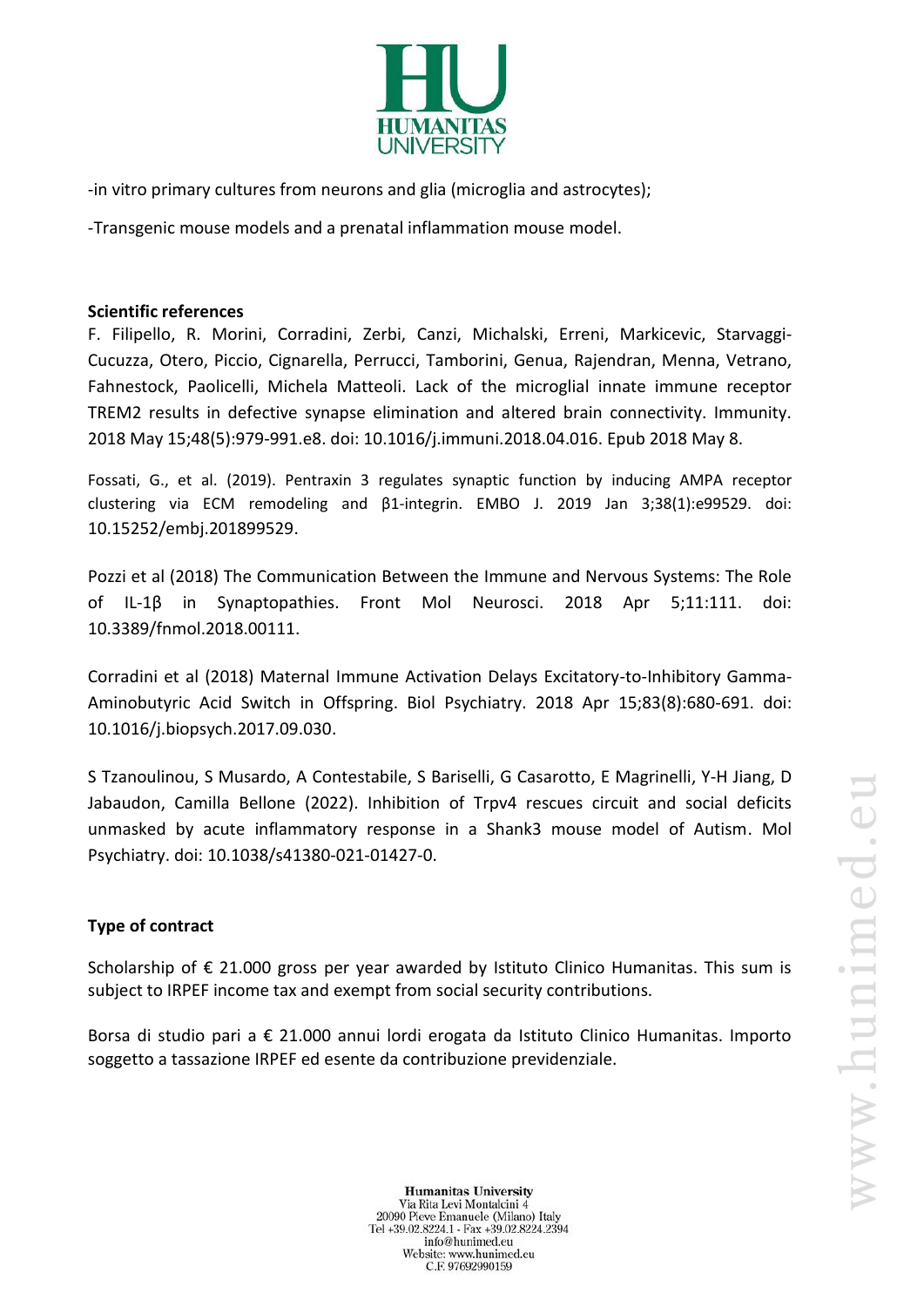-in vitro primary cultures from neurons and glia (microglia and astrocytes);

-Transgenic mouse models and a prenatal inflammation mouse model.

**Scientific references**

F. Filipello, R. Morini, Corradini, Zerbi, Canzi, Michalski, Erreni, Markicevic, Starvaggi-Cucuzza, Otero, Piccio, Cignarella, Perrucci, Tamborini, Genua, Rajendran, Menna, Vetrano, Fahnestock, Paolicelli, Michela Matteoli. Lack of the microglial innate immune receptor TREM2 results in defective synapse elimination and altered brain connectivity. Immunity. 2018 May 15;48(5):979-991.e8. doi: 10.1016/j.immuni.2018.04.016. Epub 2018 May 8.

Fossati, G., et al. (2019). Pentraxin 3 regulates synaptic function by inducing AMPA receptor clustering via ECM remodeling and β1-integrin. EMBO J. 2019 Jan 3;38(1):e99529. doi: 10.15252/embj.201899529.

Pozzi et al (2018) The Communication Between the Immune and Nervous Systems: The Role of IL-1β in Synaptopathies. Front Mol Neurosci. 2018 Apr 5;11:111. doi: 10.3389/fnmol.2018.00111.

Corradini et al (2018) Maternal Immune Activation Delays Excitatory-to-Inhibitory Gamma-Aminobutyric Acid Switch in Offspring. Biol Psychiatry. 2018 Apr 15;83(8):680-691. doi: 10.1016/j.biopsych.2017.09.030.

S Tzanoulinou, S Musardo, A Contestabile, S Bariselli, G Casarotto, E Magrinelli, Y-H Jiang, D Jabaudon, Camilla Bellone (2022). Inhibition of Trpv4 rescues circuit and social deficits unmasked by acute inflammatory response in a Shank3 mouse model of Autism. Mol Psychiatry. doi: 10.1038/s41380-021-01427-0.

**Type of contract**

Scholarship of € 21.000 gross per year awarded by Istituto Clinico Humanitas. This sum is subject to IRPEF income tax and exempt from social security contributions.

Borsa di studio pari a € 21.000 annui lordi erogata da Istituto Clinico Humanitas. Importo soggetto a tassazione IRPEF ed esente da contribuzione previdenziale.